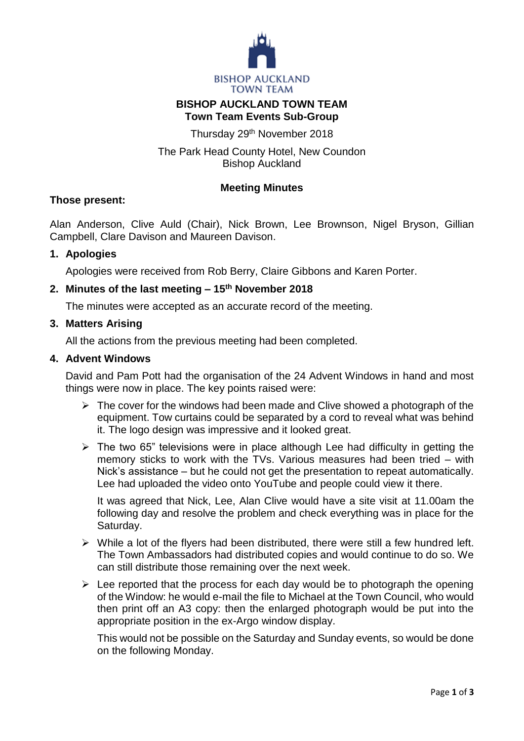BISHOP AUCKLAND
TOWN TEAM

# BISHOP AUCKLAND TOWN TEAM
## Town Team Events Sub-Group

Thursday 29th November 2018

The Park Head County Hotel, New Coundon
Bishop Auckland

**Meeting Minutes**

**Those present:**

Alan Anderson, Clive Auld (Chair), Nick Brown, Lee Brownson, Nigel Bryson, Gillian Campbell, Clare Davison and Maureen Davison.

### 1. Apologies

Apologies were received from Rob Berry, Claire Gibbons and Karen Porter.

### 2. Minutes of the last meeting – 15th November 2018

The minutes were accepted as an accurate record of the meeting.

### 3. Matters Arising

All the actions from the previous meeting had been completed.

### 4. Advent Windows

David and Pam Pott had the organisation of the 24 Advent Windows in hand and most things were now in place. The key points raised were:

- The cover for the windows had been made and Clive showed a photograph of the equipment. Tow curtains could be separated by a cord to reveal what was behind it. The logo design was impressive and it looked great.
- The two 65" televisions were in place although Lee had difficulty in getting the memory sticks to work with the TVs. Various measures had been tried – with Nick's assistance – but he could not get the presentation to repeat automatically. Lee had uploaded the video onto YouTube and people could view it there.

  It was agreed that Nick, Lee, Alan Clive would have a site visit at 11.00am the following day and resolve the problem and check everything was in place for the Saturday.

- While a lot of the flyers had been distributed, there were still a few hundred left. The Town Ambassadors had distributed copies and would continue to do so. We can still distribute those remaining over the next week.
- Lee reported that the process for each day would be to photograph the opening of the Window: he would e-mail the file to Michael at the Town Council, who would then print off an A3 copy: then the enlarged photograph would be put into the appropriate position in the ex-Argo window display.

  This would not be possible on the Saturday and Sunday events, so would be done on the following Monday.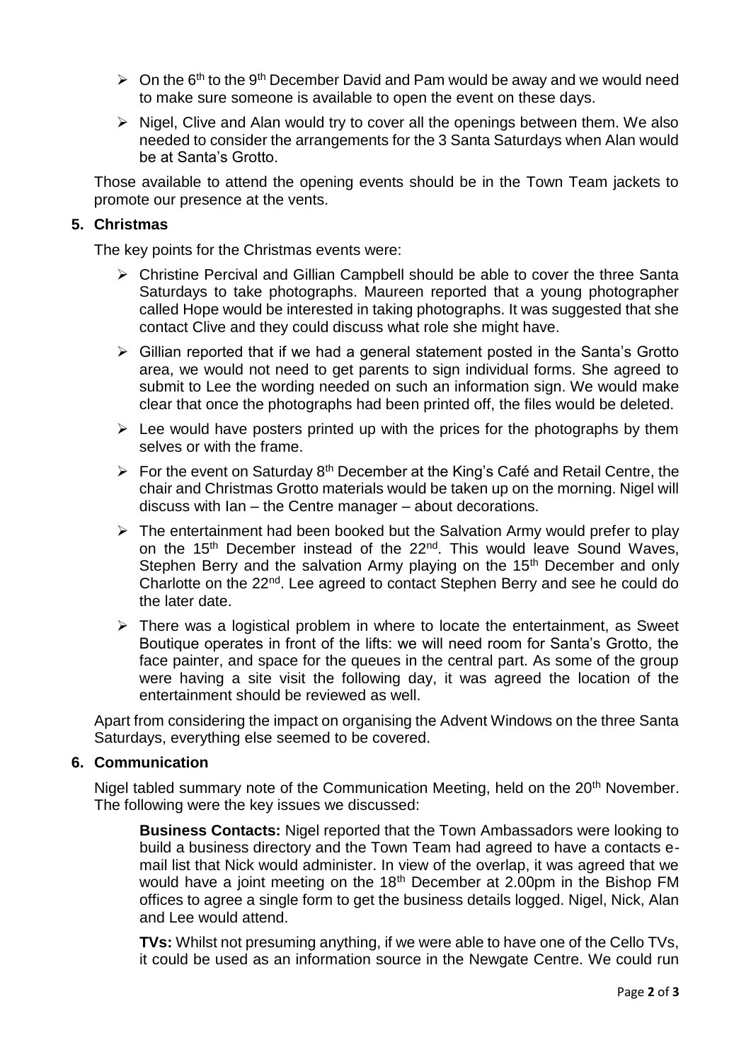- On the 6th to the 9th December David and Pam would be away and we would need to make sure someone is available to open the event on these days.
- Nigel, Clive and Alan would try to cover all the openings between them. We also needed to consider the arrangements for the 3 Santa Saturdays when Alan would be at Santa's Grotto.

Those available to attend the opening events should be in the Town Team jackets to promote our presence at the vents.

## 5. Christmas

The key points for the Christmas events were:

- Christine Percival and Gillian Campbell should be able to cover the three Santa Saturdays to take photographs. Maureen reported that a young photographer called Hope would be interested in taking photographs. It was suggested that she contact Clive and they could discuss what role she might have.
- Gillian reported that if we had a general statement posted in the Santa's Grotto area, we would not need to get parents to sign individual forms. She agreed to submit to Lee the wording needed on such an information sign. We would make clear that once the photographs had been printed off, the files would be deleted.
- Lee would have posters printed up with the prices for the photographs by them selves or with the frame.
- For the event on Saturday 8th December at the King's Café and Retail Centre, the chair and Christmas Grotto materials would be taken up on the morning. Nigel will discuss with Ian – the Centre manager – about decorations.
- The entertainment had been booked but the Salvation Army would prefer to play on the 15th December instead of the 22nd. This would leave Sound Waves, Stephen Berry and the salvation Army playing on the 15th December and only Charlotte on the 22nd. Lee agreed to contact Stephen Berry and see he could do the later date.
- There was a logistical problem in where to locate the entertainment, as Sweet Boutique operates in front of the lifts: we will need room for Santa's Grotto, the face painter, and space for the queues in the central part. As some of the group were having a site visit the following day, it was agreed the location of the entertainment should be reviewed as well.

Apart from considering the impact on organising the Advent Windows on the three Santa Saturdays, everything else seemed to be covered.

## 6. Communication

Nigel tabled summary note of the Communication Meeting, held on the 20th November. The following were the key issues we discussed:

**Business Contacts:** Nigel reported that the Town Ambassadors were looking to build a business directory and the Town Team had agreed to have a contacts e-mail list that Nick would administer. In view of the overlap, it was agreed that we would have a joint meeting on the 18th December at 2.00pm in the Bishop FM offices to agree a single form to get the business details logged. Nigel, Nick, Alan and Lee would attend.

**TVs:** Whilst not presuming anything, if we were able to have one of the Cello TVs, it could be used as an information source in the Newgate Centre. We could run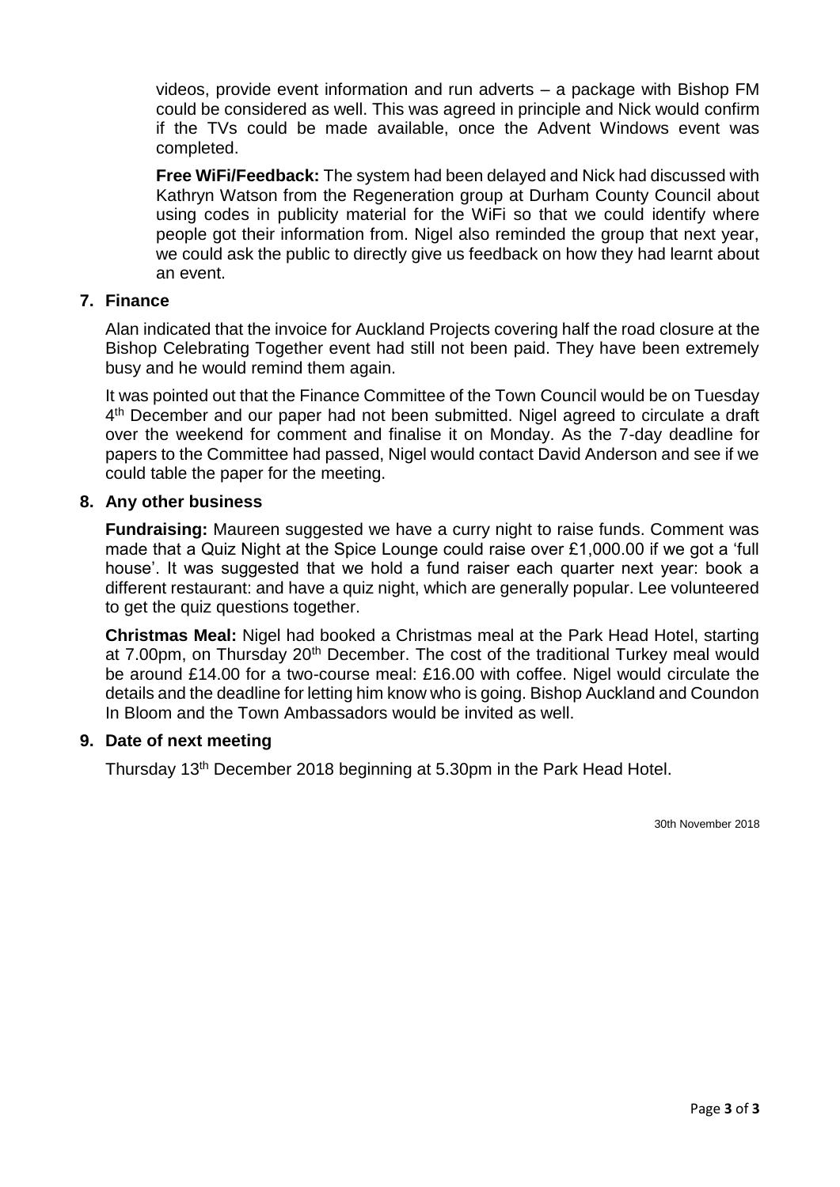videos, provide event information and run adverts – a package with Bishop FM could be considered as well. This was agreed in principle and Nick would confirm if the TVs could be made available, once the Advent Windows event was completed.

**Free WiFi/Feedback:** The system had been delayed and Nick had discussed with Kathryn Watson from the Regeneration group at Durham County Council about using codes in publicity material for the WiFi so that we could identify where people got their information from. Nigel also reminded the group that next year, we could ask the public to directly give us feedback on how they had learnt about an event.

## 7. Finance

Alan indicated that the invoice for Auckland Projects covering half the road closure at the Bishop Celebrating Together event had still not been paid. They have been extremely busy and he would remind them again.

It was pointed out that the Finance Committee of the Town Council would be on Tuesday 4th December and our paper had not been submitted. Nigel agreed to circulate a draft over the weekend for comment and finalise it on Monday. As the 7-day deadline for papers to the Committee had passed, Nigel would contact David Anderson and see if we could table the paper for the meeting.

## 8. Any other business

**Fundraising:** Maureen suggested we have a curry night to raise funds. Comment was made that a Quiz Night at the Spice Lounge could raise over £1,000.00 if we got a 'full house'. It was suggested that we hold a fund raiser each quarter next year: book a different restaurant: and have a quiz night, which are generally popular. Lee volunteered to get the quiz questions together.

**Christmas Meal:** Nigel had booked a Christmas meal at the Park Head Hotel, starting at 7.00pm, on Thursday 20th December. The cost of the traditional Turkey meal would be around £14.00 for a two-course meal: £16.00 with coffee. Nigel would circulate the details and the deadline for letting him know who is going. Bishop Auckland and Coundon In Bloom and the Town Ambassadors would be invited as well.

## 9. Date of next meeting

Thursday 13th December 2018 beginning at 5.30pm in the Park Head Hotel.

30th November 2018